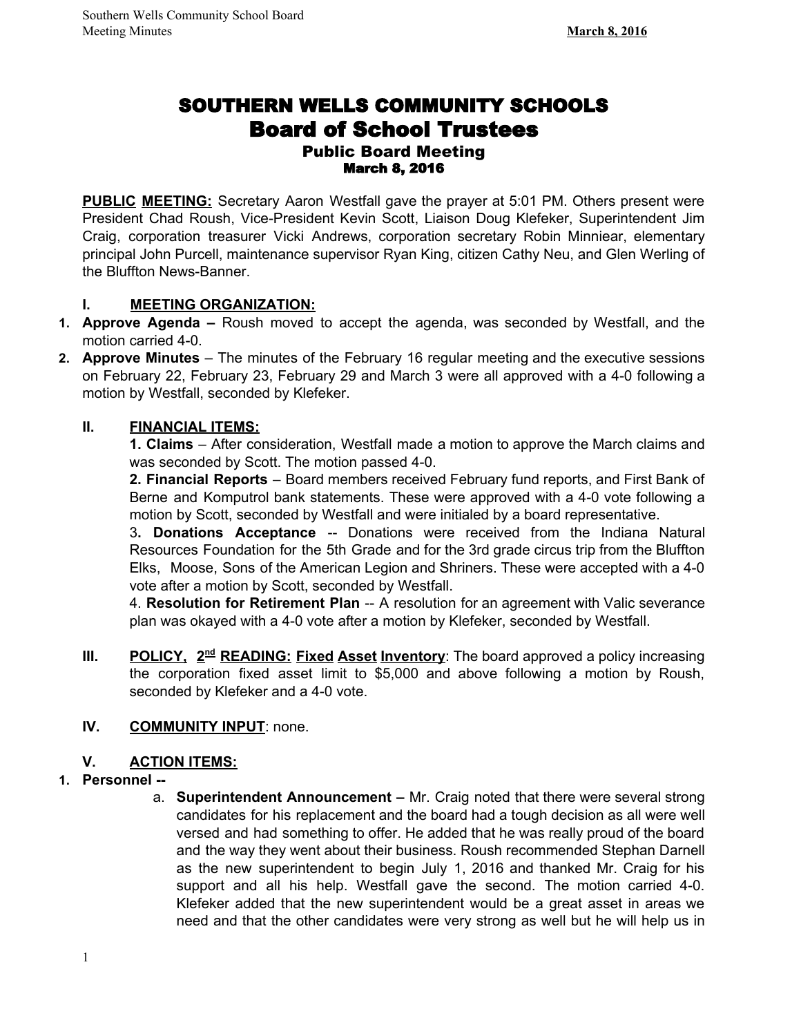# SOUTHERN WELLS COMMUNITY SCHOOLS
## Board of School Trustees
### Public Board Meeting
### March 8, 2016

**PUBLIC MEETING:** Secretary Aaron Westfall gave the prayer at 5:01 PM. Others present were President Chad Roush, Vice-President Kevin Scott, Liaison Doug Klefeker, Superintendent Jim Craig, corporation treasurer Vicki Andrews, corporation secretary Robin Minniear, elementary principal John Purcell, maintenance supervisor Ryan King, citizen Cathy Neu, and Glen Werling of the Bluffton News-Banner.

**I. MEETING ORGANIZATION:**

1. **Approve Agenda –** Roush moved to accept the agenda, was seconded by Westfall, and the motion carried 4-0.
2. **Approve Minutes** – The minutes of the February 16 regular meeting and the executive sessions on February 22, February 23, February 29 and March 3 were all approved with a 4-0 following a motion by Westfall, seconded by Klefeker.

**II. FINANCIAL ITEMS:**

**1. Claims** – After consideration, Westfall made a motion to approve the March claims and was seconded by Scott. The motion passed 4-0.

**2. Financial Reports** – Board members received February fund reports, and First Bank of Berne and Komputrol bank statements. These were approved with a 4-0 vote following a motion by Scott, seconded by Westfall and were initialed by a board representative.

3**. Donations Acceptance** -- Donations were received from the Indiana Natural Resources Foundation for the 5th Grade and for the 3rd grade circus trip from the Bluffton Elks, Moose, Sons of the American Legion and Shriners. These were accepted with a 4-0 vote after a motion by Scott, seconded by Westfall.

4. **Resolution for Retirement Plan** -- A resolution for an agreement with Valic severance plan was okayed with a 4-0 vote after a motion by Klefeker, seconded by Westfall.

**III. POLICY, 2nd READING: Fixed Asset Inventory**: The board approved a policy increasing the corporation fixed asset limit to $5,000 and above following a motion by Roush, seconded by Klefeker and a 4-0 vote.

**IV. COMMUNITY INPUT**: none.

**V. ACTION ITEMS:**

1. **Personnel --**
   a. **Superintendent Announcement –** Mr. Craig noted that there were several strong candidates for his replacement and the board had a tough decision as all were well versed and had something to offer. He added that he was really proud of the board and the way they went about their business. Roush recommended Stephan Darnell as the new superintendent to begin July 1, 2016 and thanked Mr. Craig for his support and all his help. Westfall gave the second. The motion carried 4-0. Klefeker added that the new superintendent would be a great asset in areas we need and that the other candidates were very strong as well but he will help us in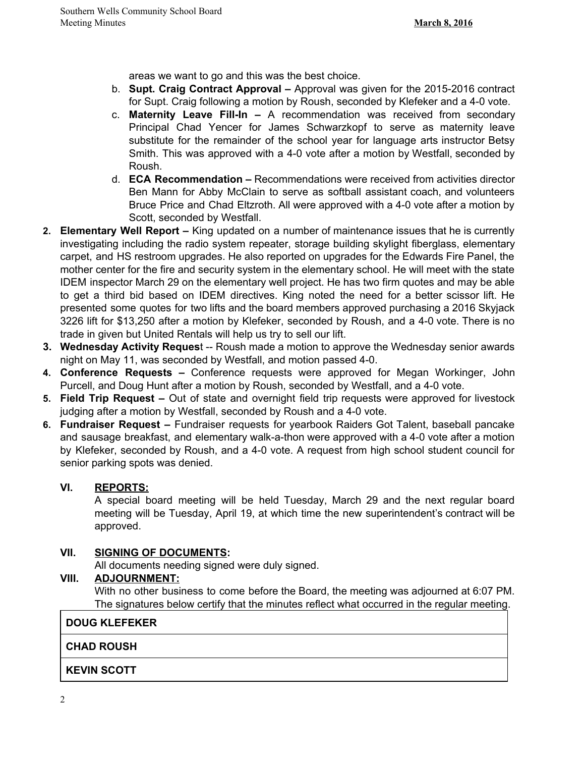areas we want to go and this was the best choice.

   b. **Supt. Craig Contract Approval –** Approval was given for the 2015-2016 contract for Supt. Craig following a motion by Roush, seconded by Klefeker and a 4-0 vote.
   c. **Maternity Leave Fill-In –** A recommendation was received from secondary Principal Chad Yencer for James Schwarzkopf to serve as maternity leave substitute for the remainder of the school year for language arts instructor Betsy Smith. This was approved with a 4-0 vote after a motion by Westfall, seconded by Roush.
   d. **ECA Recommendation –** Recommendations were received from activities director Ben Mann for Abby McClain to serve as softball assistant coach, and volunteers Bruce Price and Chad Eltzroth. All were approved with a 4-0 vote after a motion by Scott, seconded by Westfall.

2. **Elementary Well Report –** King updated on a number of maintenance issues that he is currently investigating including the radio system repeater, storage building skylight fiberglass, elementary carpet, and HS restroom upgrades. He also reported on upgrades for the Edwards Fire Panel, the mother center for the fire and security system in the elementary school. He will meet with the state IDEM inspector March 29 on the elementary well project. He has two firm quotes and may be able to get a third bid based on IDEM directives. King noted the need for a better scissor lift. He presented some quotes for two lifts and the board members approved purchasing a 2016 Skyjack 3226 lift for $13,250 after a motion by Klefeker, seconded by Roush, and a 4-0 vote. There is no trade in given but United Rentals will help us try to sell our lift.
3. **Wednesday Activity Request** -- Roush made a motion to approve the Wednesday senior awards night on May 11, was seconded by Westfall, and motion passed 4-0.
4. **Conference Requests –** Conference requests were approved for Megan Workinger, John Purcell, and Doug Hunt after a motion by Roush, seconded by Westfall, and a 4-0 vote.
5. **Field Trip Request –** Out of state and overnight field trip requests were approved for livestock judging after a motion by Westfall, seconded by Roush and a 4-0 vote.
6. **Fundraiser Request –** Fundraiser requests for yearbook Raiders Got Talent, baseball pancake and sausage breakfast, and elementary walk-a-thon were approved with a 4-0 vote after a motion by Klefeker, seconded by Roush, and a 4-0 vote. A request from high school student council for senior parking spots was denied.

## VI. REPORTS:

A special board meeting will be held Tuesday, March 29 and the next regular board meeting will be Tuesday, April 19, at which time the new superintendent's contract will be approved.

## VII. SIGNING OF DOCUMENTS:

All documents needing signed were duly signed.

## VIII. ADJOURNMENT:

With no other business to come before the Board, the meeting was adjourned at 6:07 PM. The signatures below certify that the minutes reflect what occurred in the regular meeting.

| |
|---|
| **DOUG KLEFEKER** |
| **CHAD ROUSH** |
| **KEVIN SCOTT** |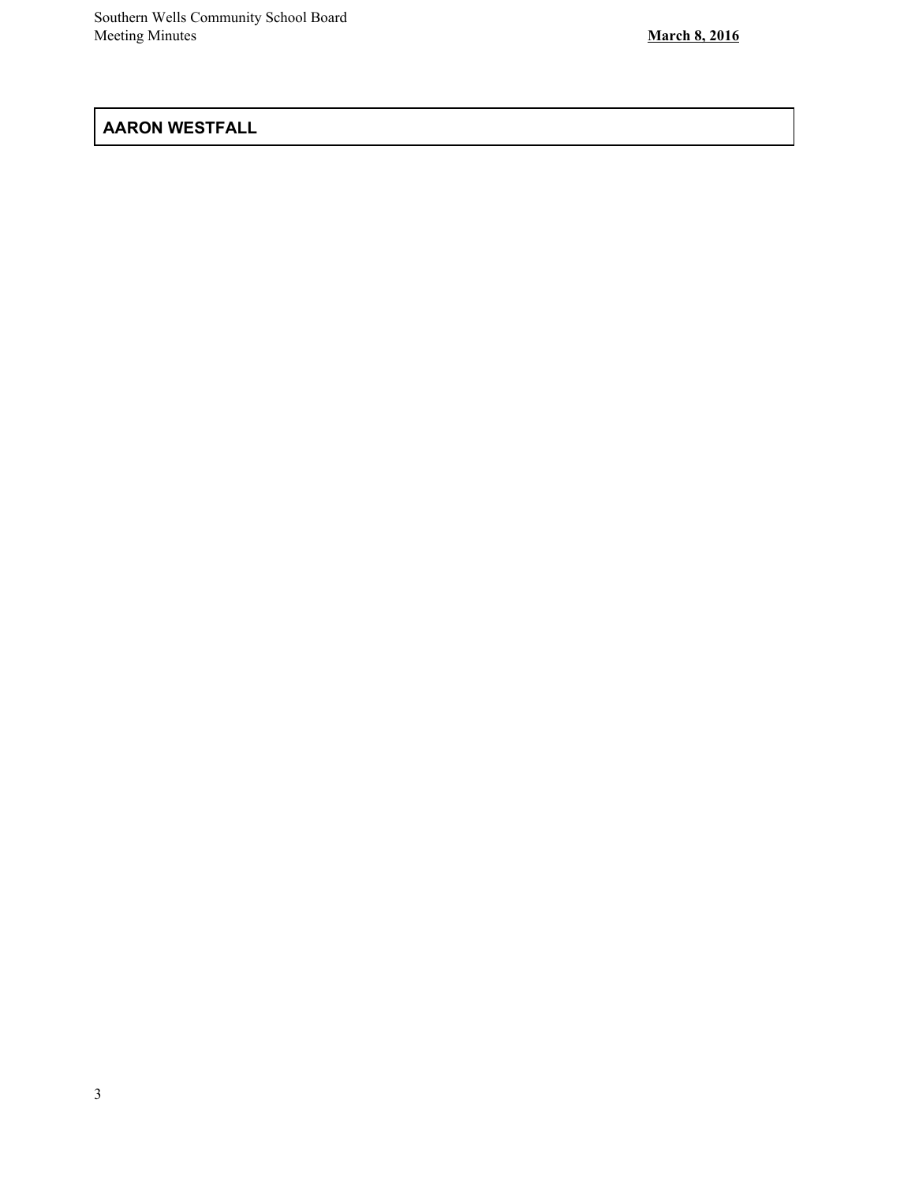**AARON WESTFALL**